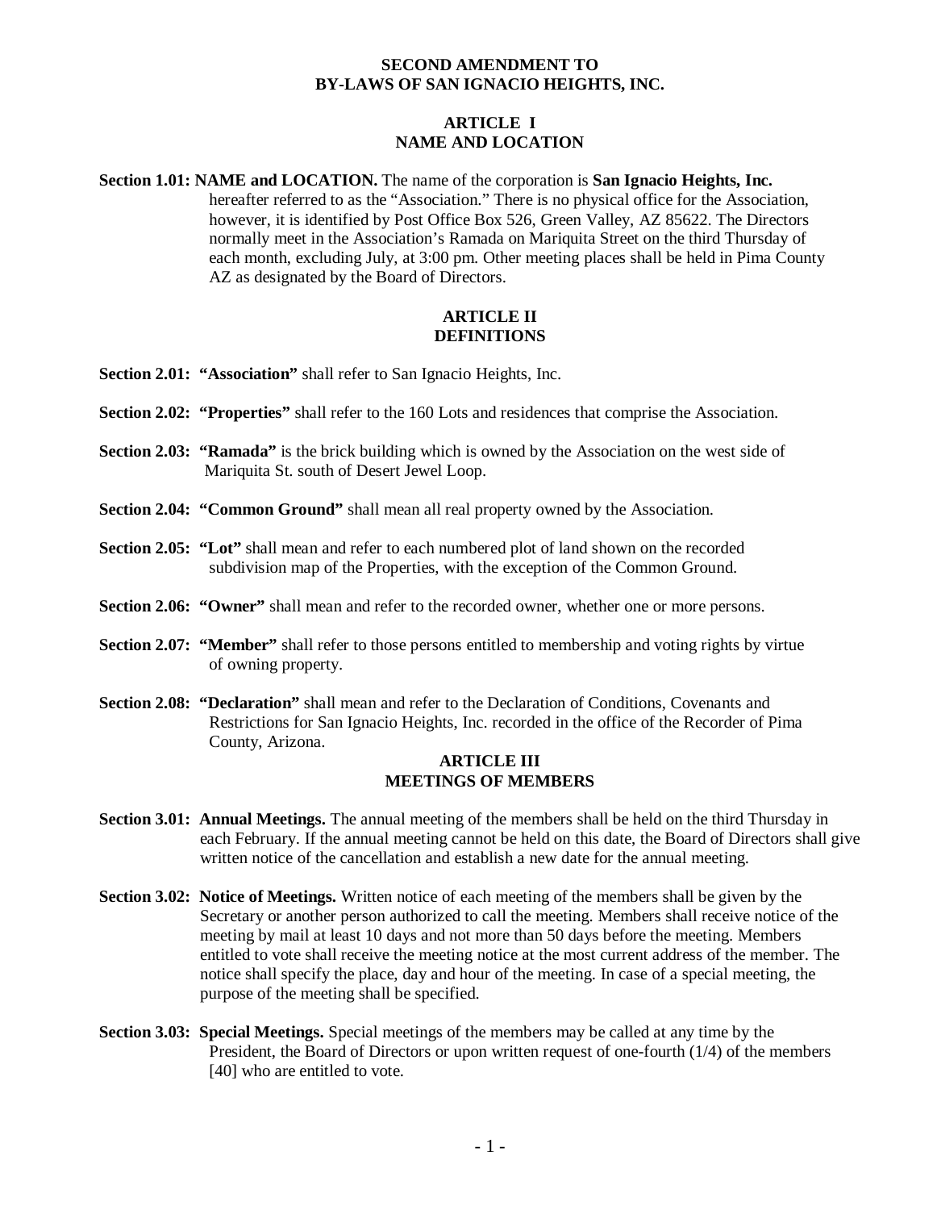# SECOND AMENDMENT TO BY-LAWS OF SAN IGNACIO HEIGHTS, INC.

## ARTICLE I
## NAME AND LOCATION

**Section 1.01: NAME and LOCATION.** The name of the corporation is **San Ignacio Heights, Inc.** hereafter referred to as the "Association." There is no physical office for the Association, however, it is identified by Post Office Box 526, Green Valley, AZ 85622. The Directors normally meet in the Association's Ramada on Mariquita Street on the third Thursday of each month, excluding July, at 3:00 pm. Other meeting places shall be held in Pima County AZ as designated by the Board of Directors.

## ARTICLE II
## DEFINITIONS

**Section 2.01: "Association"** shall refer to San Ignacio Heights, Inc.

**Section 2.02: "Properties"** shall refer to the 160 Lots and residences that comprise the Association.

**Section 2.03: "Ramada"** is the brick building which is owned by the Association on the west side of Mariquita St. south of Desert Jewel Loop.

**Section 2.04: "Common Ground"** shall mean all real property owned by the Association.

**Section 2.05: "Lot"** shall mean and refer to each numbered plot of land shown on the recorded subdivision map of the Properties, with the exception of the Common Ground.

**Section 2.06: "Owner"** shall mean and refer to the recorded owner, whether one or more persons.

**Section 2.07: "Member"** shall refer to those persons entitled to membership and voting rights by virtue of owning property.

**Section 2.08: "Declaration"** shall mean and refer to the Declaration of Conditions, Covenants and Restrictions for San Ignacio Heights, Inc. recorded in the office of the Recorder of Pima County, Arizona.

## ARTICLE III
## MEETINGS OF MEMBERS

**Section 3.01: Annual Meetings.** The annual meeting of the members shall be held on the third Thursday in each February. If the annual meeting cannot be held on this date, the Board of Directors shall give written notice of the cancellation and establish a new date for the annual meeting.

**Section 3.02: Notice of Meetings.** Written notice of each meeting of the members shall be given by the Secretary or another person authorized to call the meeting. Members shall receive notice of the meeting by mail at least 10 days and not more than 50 days before the meeting. Members entitled to vote shall receive the meeting notice at the most current address of the member. The notice shall specify the place, day and hour of the meeting. In case of a special meeting, the purpose of the meeting shall be specified.

**Section 3.03: Special Meetings.** Special meetings of the members may be called at any time by the President, the Board of Directors or upon written request of one-fourth (1/4) of the members [40] who are entitled to vote.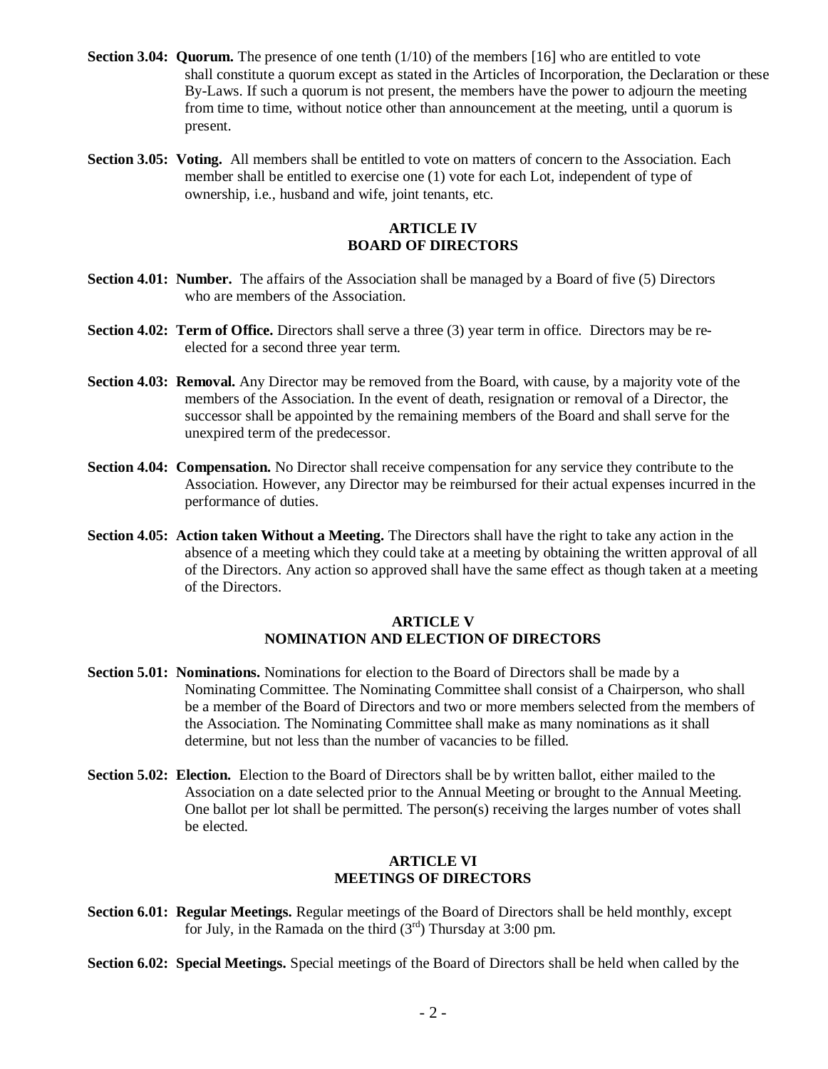**Section 3.04: Quorum.** The presence of one tenth (1/10) of the members [16] who are entitled to vote shall constitute a quorum except as stated in the Articles of Incorporation, the Declaration or these By-Laws. If such a quorum is not present, the members have the power to adjourn the meeting from time to time, without notice other than announcement at the meeting, until a quorum is present.

**Section 3.05: Voting.** All members shall be entitled to vote on matters of concern to the Association. Each member shall be entitled to exercise one (1) vote for each Lot, independent of type of ownership, i.e., husband and wife, joint tenants, etc.

## ARTICLE IV
## BOARD OF DIRECTORS

**Section 4.01: Number.** The affairs of the Association shall be managed by a Board of five (5) Directors who are members of the Association.

**Section 4.02: Term of Office.** Directors shall serve a three (3) year term in office. Directors may be re-elected for a second three year term.

**Section 4.03: Removal.** Any Director may be removed from the Board, with cause, by a majority vote of the members of the Association. In the event of death, resignation or removal of a Director, the successor shall be appointed by the remaining members of the Board and shall serve for the unexpired term of the predecessor.

**Section 4.04: Compensation.** No Director shall receive compensation for any service they contribute to the Association. However, any Director may be reimbursed for their actual expenses incurred in the performance of duties.

**Section 4.05: Action taken Without a Meeting.** The Directors shall have the right to take any action in the absence of a meeting which they could take at a meeting by obtaining the written approval of all of the Directors. Any action so approved shall have the same effect as though taken at a meeting of the Directors.

## ARTICLE V
## NOMINATION AND ELECTION OF DIRECTORS

**Section 5.01: Nominations.** Nominations for election to the Board of Directors shall be made by a Nominating Committee. The Nominating Committee shall consist of a Chairperson, who shall be a member of the Board of Directors and two or more members selected from the members of the Association. The Nominating Committee shall make as many nominations as it shall determine, but not less than the number of vacancies to be filled.

**Section 5.02: Election.** Election to the Board of Directors shall be by written ballot, either mailed to the Association on a date selected prior to the Annual Meeting or brought to the Annual Meeting. One ballot per lot shall be permitted. The person(s) receiving the larges number of votes shall be elected.

## ARTICLE VI
## MEETINGS OF DIRECTORS

**Section 6.01: Regular Meetings.** Regular meetings of the Board of Directors shall be held monthly, except for July, in the Ramada on the third (3rd) Thursday at 3:00 pm.

**Section 6.02: Special Meetings.** Special meetings of the Board of Directors shall be held when called by the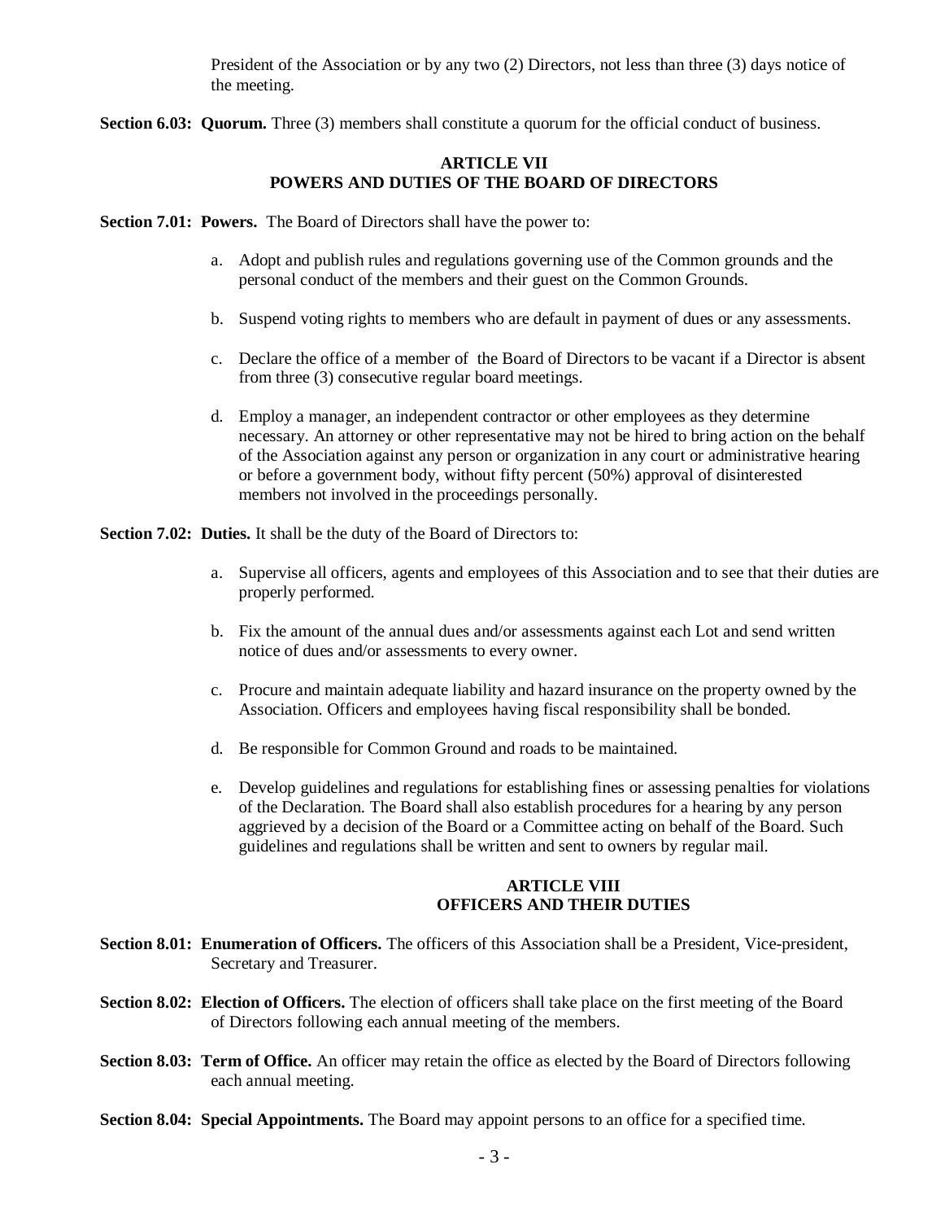President of the Association or by any two (2) Directors, not less than three (3) days notice of the meeting.

**Section 6.03: Quorum.** Three (3) members shall constitute a quorum for the official conduct of business.

## ARTICLE VII
## POWERS AND DUTIES OF THE BOARD OF DIRECTORS

**Section 7.01: Powers.** The Board of Directors shall have the power to:

a. Adopt and publish rules and regulations governing use of the Common grounds and the personal conduct of the members and their guest on the Common Grounds.

b. Suspend voting rights to members who are default in payment of dues or any assessments.

c. Declare the office of a member of the Board of Directors to be vacant if a Director is absent from three (3) consecutive regular board meetings.

d. Employ a manager, an independent contractor or other employees as they determine necessary. An attorney or other representative may not be hired to bring action on the behalf of the Association against any person or organization in any court or administrative hearing or before a government body, without fifty percent (50%) approval of disinterested members not involved in the proceedings personally.

**Section 7.02: Duties.** It shall be the duty of the Board of Directors to:

a. Supervise all officers, agents and employees of this Association and to see that their duties are properly performed.

b. Fix the amount of the annual dues and/or assessments against each Lot and send written notice of dues and/or assessments to every owner.

c. Procure and maintain adequate liability and hazard insurance on the property owned by the Association. Officers and employees having fiscal responsibility shall be bonded.

d. Be responsible for Common Ground and roads to be maintained.

e. Develop guidelines and regulations for establishing fines or assessing penalties for violations of the Declaration. The Board shall also establish procedures for a hearing by any person aggrieved by a decision of the Board or a Committee acting on behalf of the Board. Such guidelines and regulations shall be written and sent to owners by regular mail.

## ARTICLE VIII
## OFFICERS AND THEIR DUTIES

**Section 8.01: Enumeration of Officers.** The officers of this Association shall be a President, Vice-president, Secretary and Treasurer.

**Section 8.02: Election of Officers.** The election of officers shall take place on the first meeting of the Board of Directors following each annual meeting of the members.

**Section 8.03: Term of Office.** An officer may retain the office as elected by the Board of Directors following each annual meeting.

**Section 8.04: Special Appointments.** The Board may appoint persons to an office for a specified time.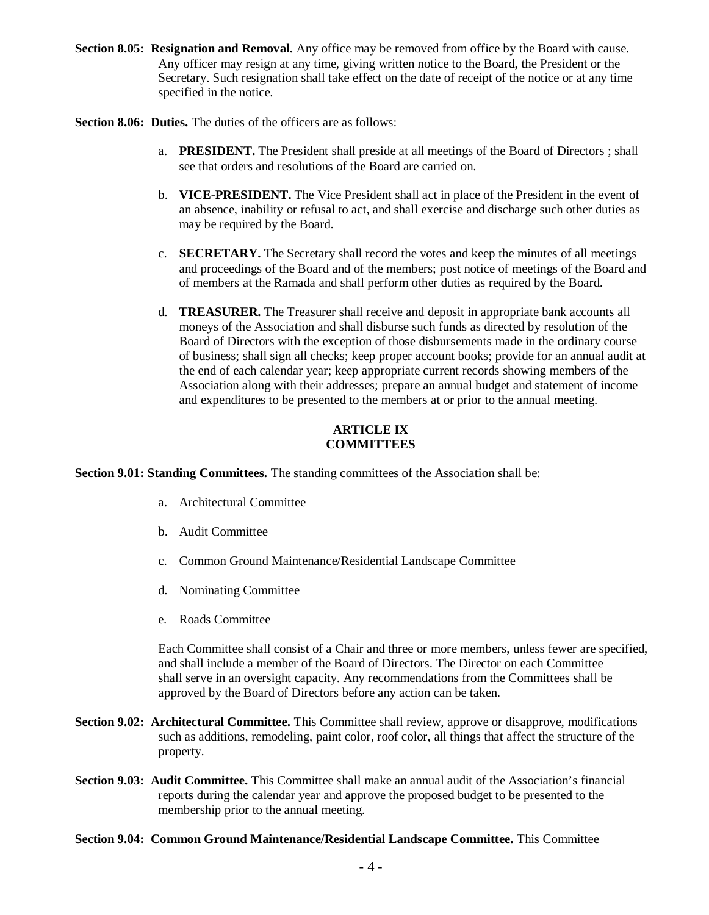**Section 8.05: Resignation and Removal.** Any office may be removed from office by the Board with cause. Any officer may resign at any time, giving written notice to the Board, the President or the Secretary. Such resignation shall take effect on the date of receipt of the notice or at any time specified in the notice.

**Section 8.06: Duties.** The duties of the officers are as follows:

a. **PRESIDENT.** The President shall preside at all meetings of the Board of Directors ; shall see that orders and resolutions of the Board are carried on.

b. **VICE-PRESIDENT.** The Vice President shall act in place of the President in the event of an absence, inability or refusal to act, and shall exercise and discharge such other duties as may be required by the Board.

c. **SECRETARY.** The Secretary shall record the votes and keep the minutes of all meetings and proceedings of the Board and of the members; post notice of meetings of the Board and of members at the Ramada and shall perform other duties as required by the Board.

d. **TREASURER.** The Treasurer shall receive and deposit in appropriate bank accounts all moneys of the Association and shall disburse such funds as directed by resolution of the Board of Directors with the exception of those disbursements made in the ordinary course of business; shall sign all checks; keep proper account books; provide for an annual audit at the end of each calendar year; keep appropriate current records showing members of the Association along with their addresses; prepare an annual budget and statement of income and expenditures to be presented to the members at or prior to the annual meeting.

## ARTICLE IX
## COMMITTEES

**Section 9.01: Standing Committees.** The standing committees of the Association shall be:

a. Architectural Committee

b. Audit Committee

c. Common Ground Maintenance/Residential Landscape Committee

d. Nominating Committee

e. Roads Committee

Each Committee shall consist of a Chair and three or more members, unless fewer are specified, and shall include a member of the Board of Directors. The Director on each Committee shall serve in an oversight capacity. Any recommendations from the Committees shall be approved by the Board of Directors before any action can be taken.

**Section 9.02: Architectural Committee.** This Committee shall review, approve or disapprove, modifications such as additions, remodeling, paint color, roof color, all things that affect the structure of the property.

**Section 9.03: Audit Committee.** This Committee shall make an annual audit of the Association's financial reports during the calendar year and approve the proposed budget to be presented to the membership prior to the annual meeting.

**Section 9.04: Common Ground Maintenance/Residential Landscape Committee.** This Committee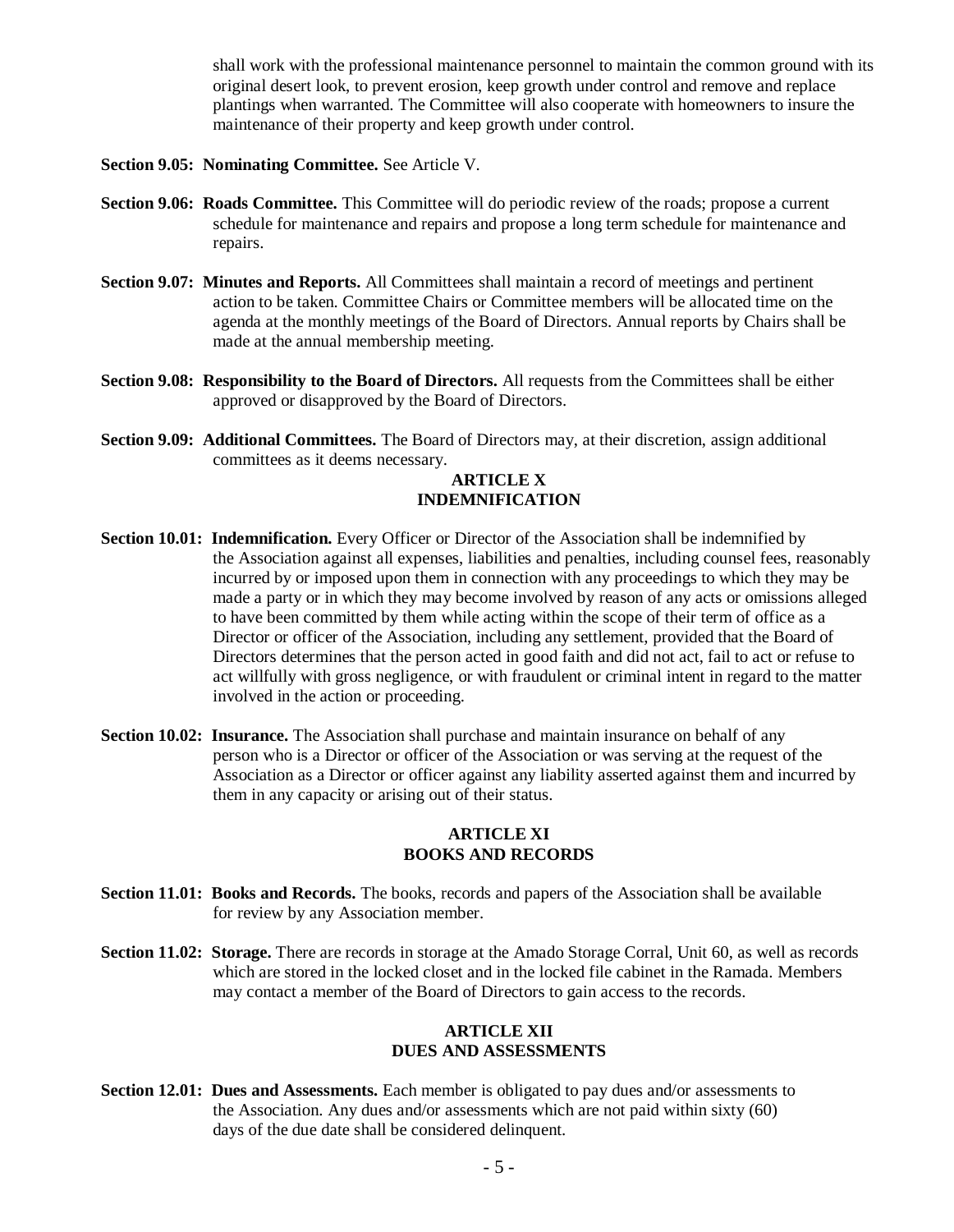shall work with the professional maintenance personnel to maintain the common ground with its original desert look, to prevent erosion, keep growth under control and remove and replace plantings when warranted. The Committee will also cooperate with homeowners to insure the maintenance of their property and keep growth under control.

**Section 9.05: Nominating Committee.** See Article V.

**Section 9.06: Roads Committee.** This Committee will do periodic review of the roads; propose a current schedule for maintenance and repairs and propose a long term schedule for maintenance and repairs.

**Section 9.07: Minutes and Reports.** All Committees shall maintain a record of meetings and pertinent action to be taken. Committee Chairs or Committee members will be allocated time on the agenda at the monthly meetings of the Board of Directors. Annual reports by Chairs shall be made at the annual membership meeting.

**Section 9.08: Responsibility to the Board of Directors.** All requests from the Committees shall be either approved or disapproved by the Board of Directors.

**Section 9.09: Additional Committees.** The Board of Directors may, at their discretion, assign additional committees as it deems necessary.

## ARTICLE X
## INDEMNIFICATION

**Section 10.01: Indemnification.** Every Officer or Director of the Association shall be indemnified by the Association against all expenses, liabilities and penalties, including counsel fees, reasonably incurred by or imposed upon them in connection with any proceedings to which they may be made a party or in which they may become involved by reason of any acts or omissions alleged to have been committed by them while acting within the scope of their term of office as a Director or officer of the Association, including any settlement, provided that the Board of Directors determines that the person acted in good faith and did not act, fail to act or refuse to act willfully with gross negligence, or with fraudulent or criminal intent in regard to the matter involved in the action or proceeding.

**Section 10.02: Insurance.** The Association shall purchase and maintain insurance on behalf of any person who is a Director or officer of the Association or was serving at the request of the Association as a Director or officer against any liability asserted against them and incurred by them in any capacity or arising out of their status.

## ARTICLE XI
## BOOKS AND RECORDS

**Section 11.01: Books and Records.** The books, records and papers of the Association shall be available for review by any Association member.

**Section 11.02: Storage.** There are records in storage at the Amado Storage Corral, Unit 60, as well as records which are stored in the locked closet and in the locked file cabinet in the Ramada. Members may contact a member of the Board of Directors to gain access to the records.

## ARTICLE XII
## DUES AND ASSESSMENTS

**Section 12.01: Dues and Assessments.** Each member is obligated to pay dues and/or assessments to the Association. Any dues and/or assessments which are not paid within sixty (60) days of the due date shall be considered delinquent.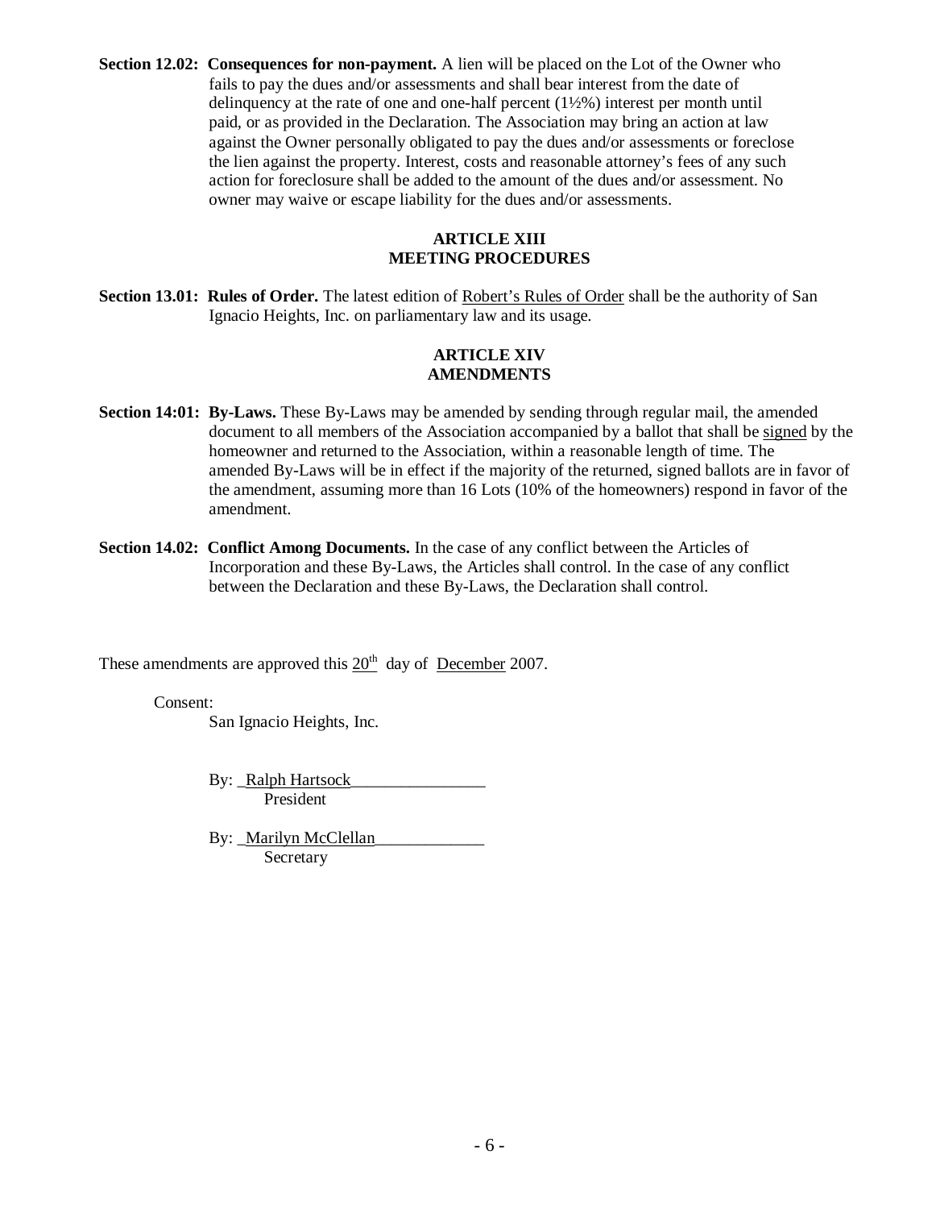**Section 12.02: Consequences for non-payment.** A lien will be placed on the Lot of the Owner who fails to pay the dues and/or assessments and shall bear interest from the date of delinquency at the rate of one and one-half percent (1½%) interest per month until paid, or as provided in the Declaration. The Association may bring an action at law against the Owner personally obligated to pay the dues and/or assessments or foreclose the lien against the property. Interest, costs and reasonable attorney's fees of any such action for foreclosure shall be added to the amount of the dues and/or assessment. No owner may waive or escape liability for the dues and/or assessments.

## ARTICLE XIII
## MEETING PROCEDURES

**Section 13.01: Rules of Order.** The latest edition of Robert's Rules of Order shall be the authority of San Ignacio Heights, Inc. on parliamentary law and its usage.

## ARTICLE XIV
## AMENDMENTS

**Section 14:01: By-Laws.** These By-Laws may be amended by sending through regular mail, the amended document to all members of the Association accompanied by a ballot that shall be signed by the homeowner and returned to the Association, within a reasonable length of time. The amended By-Laws will be in effect if the majority of the returned, signed ballots are in favor of the amendment, assuming more than 16 Lots (10% of the homeowners) respond in favor of the amendment.

**Section 14.02: Conflict Among Documents.** In the case of any conflict between the Articles of Incorporation and these By-Laws, the Articles shall control. In the case of any conflict between the Declaration and these By-Laws, the Declaration shall control.

These amendments are approved this 20th day of December 2007.

Consent:

San Ignacio Heights, Inc.

By: _Ralph Hartsock________________
President

By: _Marilyn McClellan_____________
Secretary